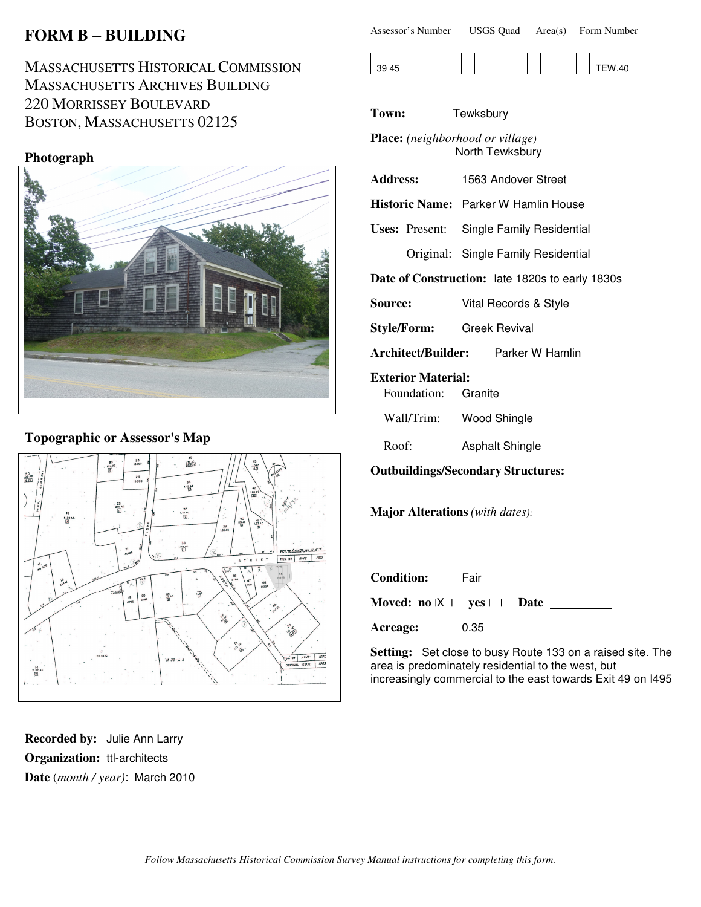# FORM B – BUILDING

MASSACHUSETTS HISTORICAL COMMISSION
MASSACHUSETTS ARCHIVES BUILDING
220 MORRISSEY BOULEVARD
BOSTON, MASSACHUSETTS 02125

| Assessor's Number | USGS Quad | Area(s) | Form Number |
|---|---|---|---|
| 39 45 | | | TEW.40 |

**Photograph**

**Topographic or Assessor's Map**

**Town:** Tewksbury

**Place:** *(neighborhood or village)* North Tewksbury

**Address:** 1563 Andover Street

**Historic Name:** Parker W Hamlin House

**Uses:** Present: Single Family Residential

Original: Single Family Residential

**Date of Construction:** late 1820s to early 1830s

**Source:** Vital Records & Style

**Style/Form:** Greek Revival

**Architect/Builder:** Parker W Hamlin

**Exterior Material:**

Foundation: Granite

Wall/Trim: Wood Shingle

Roof: Asphalt Shingle

**Outbuildings/Secondary Structures:**

**Major Alterations** *(with dates):*

**Condition:** Fair

**Moved:** no |X| yes | | **Date** ________

**Acreage:** 0.35

**Setting:** Set close to busy Route 133 on a raised site. The area is predominately residential to the west, but increasingly commercial to the east towards Exit 49 on I495

**Recorded by:** Julie Ann Larry

**Organization:** ttl-architects

**Date** (*month / year)*: March 2010

*Follow Massachusetts Historical Commission Survey Manual instructions for completing this form.*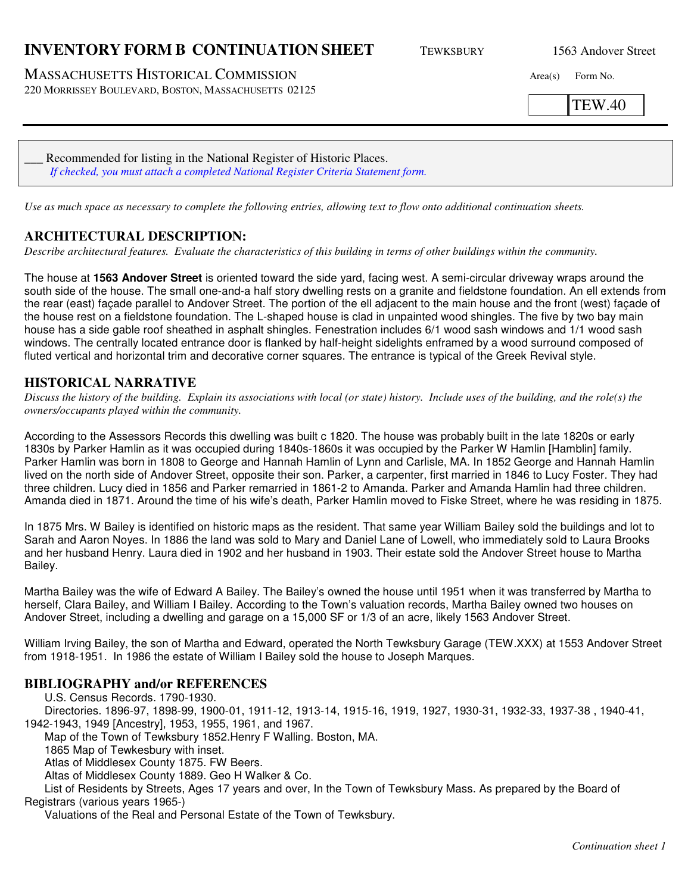# INVENTORY FORM B CONTINUATION SHEET

TEWKSBURY 1563 Andover Street

MASSACHUSETTS HISTORICAL COMMISSION
220 MORRISSEY BOULEVARD, BOSTON, MASSACHUSETTS 02125

| Area(s) | Form No. |
|---|---|
| | TEW.40 |

___ Recommended for listing in the National Register of Historic Places.
*If checked, you must attach a completed National Register Criteria Statement form.*

*Use as much space as necessary to complete the following entries, allowing text to flow onto additional continuation sheets.*

## ARCHITECTURAL DESCRIPTION:

*Describe architectural features. Evaluate the characteristics of this building in terms of other buildings within the community.*

The house at **1563 Andover Street** is oriented toward the side yard, facing west. A semi-circular driveway wraps around the south side of the house. The small one-and-a half story dwelling rests on a granite and fieldstone foundation. An ell extends from the rear (east) façade parallel to Andover Street. The portion of the ell adjacent to the main house and the front (west) façade of the house rest on a fieldstone foundation. The L-shaped house is clad in unpainted wood shingles. The five by two bay main house has a side gable roof sheathed in asphalt shingles. Fenestration includes 6/1 wood sash windows and 1/1 wood sash windows. The centrally located entrance door is flanked by half-height sidelights enframed by a wood surround composed of fluted vertical and horizontal trim and decorative corner squares. The entrance is typical of the Greek Revival style.

## HISTORICAL NARRATIVE

*Discuss the history of the building. Explain its associations with local (or state) history. Include uses of the building, and the role(s) the owners/occupants played within the community.*

According to the Assessors Records this dwelling was built c 1820. The house was probably built in the late 1820s or early 1830s by Parker Hamlin as it was occupied during 1840s-1860s it was occupied by the Parker W Hamlin [Hamblin] family. Parker Hamlin was born in 1808 to George and Hannah Hamlin of Lynn and Carlisle, MA. In 1852 George and Hannah Hamlin lived on the north side of Andover Street, opposite their son. Parker, a carpenter, first married in 1846 to Lucy Foster. They had three children. Lucy died in 1856 and Parker remarried in 1861-2 to Amanda. Parker and Amanda Hamlin had three children. Amanda died in 1871. Around the time of his wife's death, Parker Hamlin moved to Fiske Street, where he was residing in 1875.

In 1875 Mrs. W Bailey is identified on historic maps as the resident. That same year William Bailey sold the buildings and lot to Sarah and Aaron Noyes. In 1886 the land was sold to Mary and Daniel Lane of Lowell, who immediately sold to Laura Brooks and her husband Henry. Laura died in 1902 and her husband in 1903. Their estate sold the Andover Street house to Martha Bailey.

Martha Bailey was the wife of Edward A Bailey. The Bailey's owned the house until 1951 when it was transferred by Martha to herself, Clara Bailey, and William I Bailey. According to the Town's valuation records, Martha Bailey owned two houses on Andover Street, including a dwelling and garage on a 15,000 SF or 1/3 of an acre, likely 1563 Andover Street.

William Irving Bailey, the son of Martha and Edward, operated the North Tewksbury Garage (TEW.XXX) at 1553 Andover Street from 1918-1951. In 1986 the estate of William I Bailey sold the house to Joseph Marques.

## BIBLIOGRAPHY and/or REFERENCES

U.S. Census Records. 1790-1930.
Directories. 1896-97, 1898-99, 1900-01, 1911-12, 1913-14, 1915-16, 1919, 1927, 1930-31, 1932-33, 1937-38 , 1940-41, 1942-1943, 1949 [Ancestry], 1953, 1955, 1961, and 1967.
Map of the Town of Tewksbury 1852.Henry F Walling. Boston, MA.
1865 Map of Tewkesbury with inset.
Atlas of Middlesex County 1875. FW Beers.
Altas of Middlesex County 1889. Geo H Walker & Co.
List of Residents by Streets, Ages 17 years and over, In the Town of Tewksbury Mass. As prepared by the Board of Registrars (various years 1965-)
Valuations of the Real and Personal Estate of the Town of Tewksbury.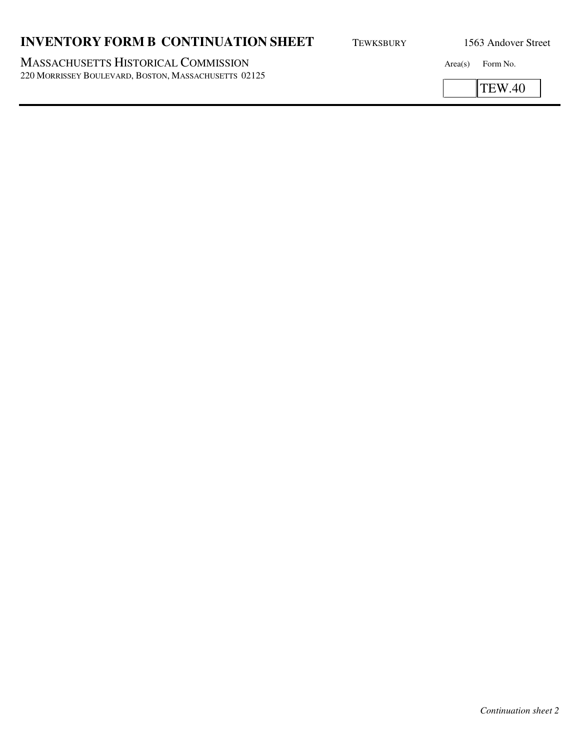**INVENTORY FORM B CONTINUATION SHEET** TEWKSBURY 1563 Andover Street

MASSACHUSETTS HISTORICAL COMMISSION
220 MORRISSEY BOULEVARD, BOSTON, MASSACHUSETTS 02125

| Area(s) | Form No. |
|---|---|
| | TEW.40 |